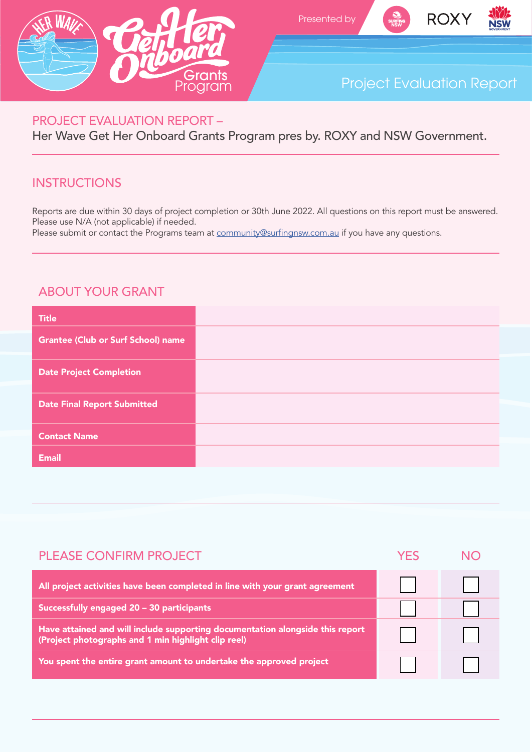# Get Her Onboard Grants Program

Presented by SURFING NSW, ROXY, NSW GOVERNMENT

## Project Evaluation Report

## PROJECT EVALUATION REPORT –

Her Wave Get Her Onboard Grants Program pres by. ROXY and NSW Government.

## INSTRUCTIONS

Reports are due within 30 days of project completion or 30th June 2022. All questions on this report must be answered. Please use N/A (not applicable) if needed.

Please submit or contact the Programs team at community@surfingnsw.com.au if you have any questions.

## ABOUT YOUR GRANT

| | |
|---|---|
| **Title** | |
| **Grantee (Club or Surf School) name** | |
| **Date Project Completion** | |
| **Date Final Report Submitted** | |
| **Contact Name** | |
| **Email** | |

## PLEASE CONFIRM PROJECT

| | YES | NO |
|---|---|---|
| **All project activities have been completed in line with your grant agreement** | ☐ | ☐ |
| **Successfully engaged 20 – 30 participants** | ☐ | ☐ |
| **Have attained and will include supporting documentation alongside this report (Project photographs and 1 min highlight clip reel)** | ☐ | ☐ |
| **You spent the entire grant amount to undertake the approved project** | ☐ | ☐ |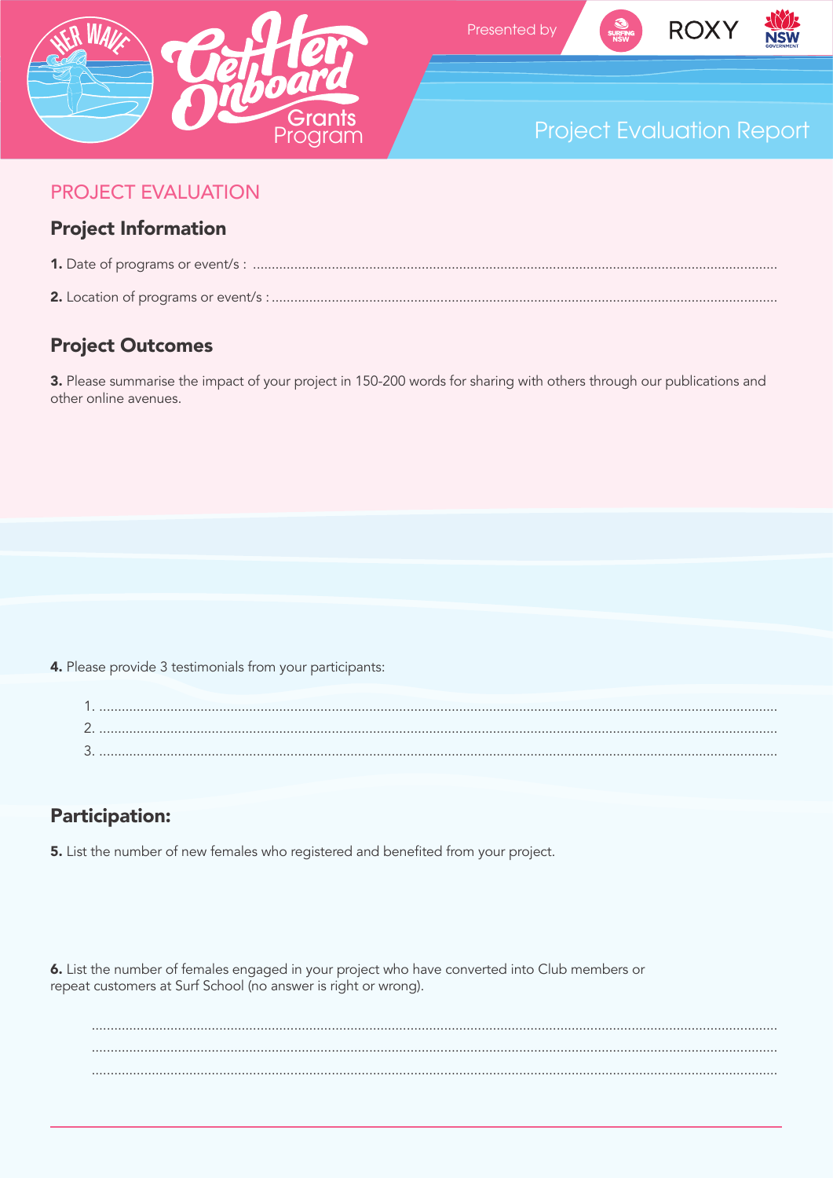# Get Her Onboard Grants Program

Presented by SURFING NSW | ROXY | NSW GOVERNMENT

## Project Evaluation Report

## PROJECT EVALUATION

### Project Information

**1.** Date of programs or event/s : ..........................................................................................................

**2.** Location of programs or event/s : ..........................................................................................................

### Project Outcomes

**3.** Please summarise the impact of your project in 150-200 words for sharing with others through our publications and other online avenues.

**4.** Please provide 3 testimonials from your participants:

1. ..........................................................................................................
2. ..........................................................................................................
3. ..........................................................................................................

### Participation:

**5.** List the number of new females who registered and benefited from your project.

**6.** List the number of females engaged in your project who have converted into Club members or repeat customers at Surf School (no answer is right or wrong).

..........................................................................................................

..........................................................................................................

..........................................................................................................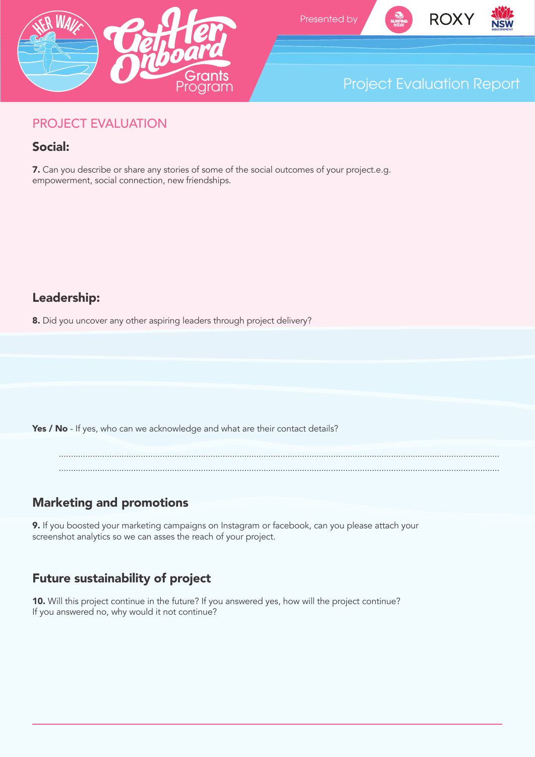# Project Evaluation Report

## PROJECT EVALUATION

### Social:

**7.** Can you describe or share any stories of some of the social outcomes of your project.e.g. empowerment, social connection, new friendships.

### Leadership:

**8.** Did you uncover any other aspiring leaders through project delivery?

**Yes / No** - If yes, who can we acknowledge and what are their contact details?

........................................................................................................................................................................

........................................................................................................................................................................

### Marketing and promotions

**9.** If you boosted your marketing campaigns on Instagram or facebook, can you please attach your screenshot analytics so we can asses the reach of your project.

### Future sustainability of project

**10.** Will this project continue in the future? If you answered yes, how will the project continue? If you answered no, why would it not continue?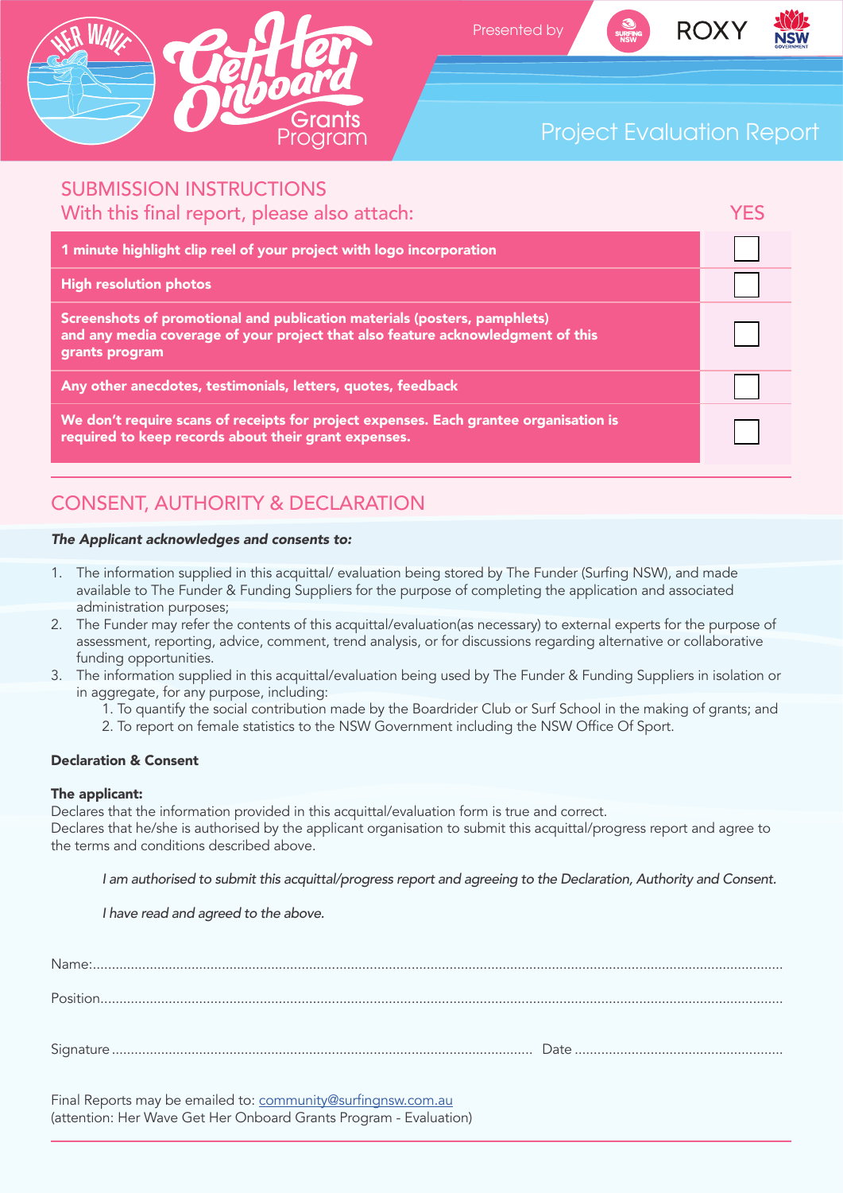Her Wave Get Her Onboard Grants Program

Presented by Surfing NSW, ROXY, NSW Government

# Project Evaluation Report

## SUBMISSION INSTRUCTIONS

With this final report, please also attach:

| | YES |
|---|---|
| **1 minute highlight clip reel of your project with logo incorporation** | ☐ |
| **High resolution photos** | ☐ |
| **Screenshots of promotional and publication materials (posters, pamphlets) and any media coverage of your project that also feature acknowledgment of this grants program** | ☐ |
| **Any other anecdotes, testimonials, letters, quotes, feedback** | ☐ |
| **We don't require scans of receipts for project expenses. Each grantee organisation is required to keep records about their grant expenses.** | ☐ |

## CONSENT, AUTHORITY & DECLARATION

***The Applicant acknowledges and consents to:***

1. The information supplied in this acquittal/ evaluation being stored by The Funder (Surfing NSW), and made available to The Funder & Funding Suppliers for the purpose of completing the application and associated administration purposes;
2. The Funder may refer the contents of this acquittal/evaluation(as necessary) to external experts for the purpose of assessment, reporting, advice, comment, trend analysis, or for discussions regarding alternative or collaborative funding opportunities.
3. The information supplied in this acquittal/evaluation being used by The Funder & Funding Suppliers in isolation or in aggregate, for any purpose, including:
   1. To quantify the social contribution made by the Boardrider Club or Surf School in the making of grants; and
   2. To report on female statistics to the NSW Government including the NSW Office Of Sport.

**Declaration & Consent**

**The applicant:**

Declares that the information provided in this acquittal/evaluation form is true and correct.
Declares that he/she is authorised by the applicant organisation to submit this acquittal/progress report and agree to the terms and conditions described above.

*I am authorised to submit this acquittal/progress report and agreeing to the Declaration, Authority and Consent.*

*I have read and agreed to the above.*

Name:........................................................................................................

Position........................................................................................................

Signature ........................................................ Date ........................................

Final Reports may be emailed to: community@surfingnsw.com.au
(attention: Her Wave Get Her Onboard Grants Program - Evaluation)